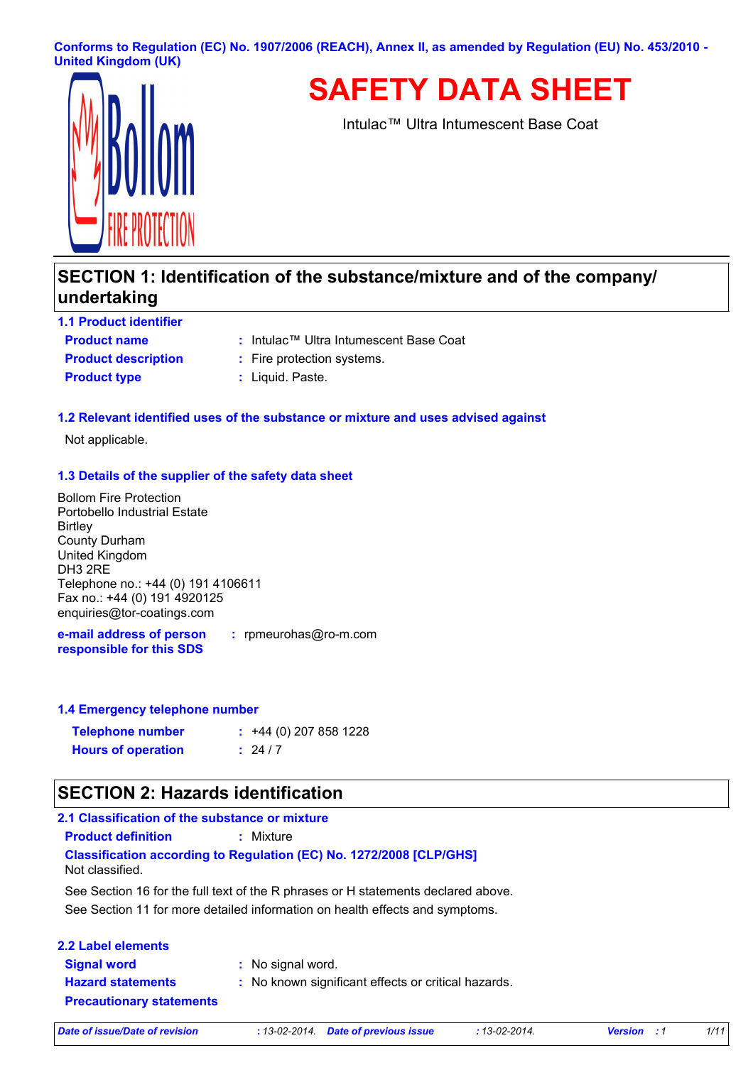Conforms to Regulation (EC) No. 1907/2006 (REACH), Annex II, as amended by Regulation (EU) No. 453/2010 - United Kingdom (UK)

# SAFETY DATA SHEET

Intulac™ Ultra Intumescent Base Coat

## SECTION 1: Identification of the substance/mixture and of the company/ undertaking

### 1.1 Product identifier

**Product name** : Intulac™ Ultra Intumescent Base Coat

**Product description** : Fire protection systems.

**Product type** : Liquid. Paste.

### 1.2 Relevant identified uses of the substance or mixture and uses advised against

Not applicable.

### 1.3 Details of the supplier of the safety data sheet

Bollom Fire Protection
Portobello Industrial Estate
Birtley
County Durham
United Kingdom
DH3 2RE
Telephone no.: +44 (0) 191 4106611
Fax no.: +44 (0) 191 4920125
enquiries@tor-coatings.com

**e-mail address of person responsible for this SDS** : rpmeurohas@ro-m.com

### 1.4 Emergency telephone number

**Telephone number** : +44 (0) 207 858 1228

**Hours of operation** : 24 / 7

## SECTION 2: Hazards identification

### 2.1 Classification of the substance or mixture

**Product definition** : Mixture

**Classification according to Regulation (EC) No. 1272/2008 [CLP/GHS]**
Not classified.

See Section 16 for the full text of the R phrases or H statements declared above.
See Section 11 for more detailed information on health effects and symptoms.

### 2.2 Label elements

**Signal word** : No signal word.

**Hazard statements** : No known significant effects or critical hazards.

**Precautionary statements**

*Date of issue/Date of revision* : 13-02-2014. *Date of previous issue* : 13-02-2014. *Version* : 1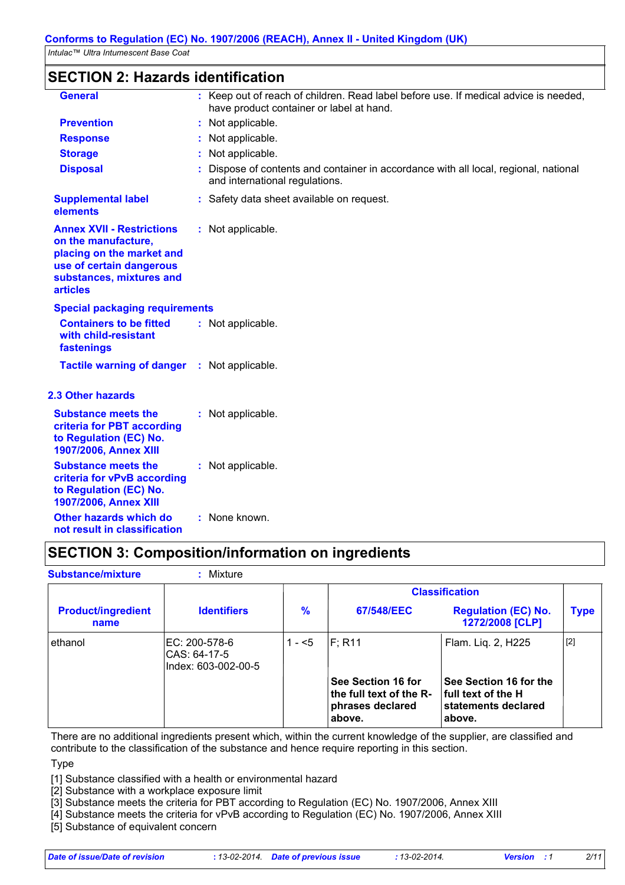## SECTION 2: Hazards identification

**General** : Keep out of reach of children. Read label before use. If medical advice is needed, have product container or label at hand.

**Prevention** : Not applicable.

**Response** : Not applicable.

**Storage** : Not applicable.

**Disposal** : Dispose of contents and container in accordance with all local, regional, national and international regulations.

**Supplemental label elements** : Safety data sheet available on request.

**Annex XVII - Restrictions on the manufacture, placing on the market and use of certain dangerous substances, mixtures and articles** : Not applicable.

**Special packaging requirements**

**Containers to be fitted with child-resistant fastenings** : Not applicable.

**Tactile warning of danger** : Not applicable.

### 2.3 Other hazards

**Substance meets the criteria for PBT according to Regulation (EC) No. 1907/2006, Annex XIII** : Not applicable.

**Substance meets the criteria for vPvB according to Regulation (EC) No. 1907/2006, Annex XIII** : Not applicable.

**Other hazards which do not result in classification** : None known.

## SECTION 3: Composition/information on ingredients

**Substance/mixture** : Mixture

| Product/ingredient name | Identifiers | % | Classification 67/548/EEC | Classification Regulation (EC) No. 1272/2008 [CLP] | Type |
|---|---|---|---|---|---|
| ethanol | EC: 200-578-6<br>CAS: 64-17-5<br>Index: 603-002-00-5 | 1 - <5 | F; R11 | Flam. Liq. 2, H225 | [2] |
| | | | **See Section 16 for the full text of the R-phrases declared above.** | **See Section 16 for the full text of the H statements declared above.** | |

There are no additional ingredients present which, within the current knowledge of the supplier, are classified and contribute to the classification of the substance and hence require reporting in this section.

Type

[1] Substance classified with a health or environmental hazard
[2] Substance with a workplace exposure limit
[3] Substance meets the criteria for PBT according to Regulation (EC) No. 1907/2006, Annex XIII
[4] Substance meets the criteria for vPvB according to Regulation (EC) No. 1907/2006, Annex XIII
[5] Substance of equivalent concern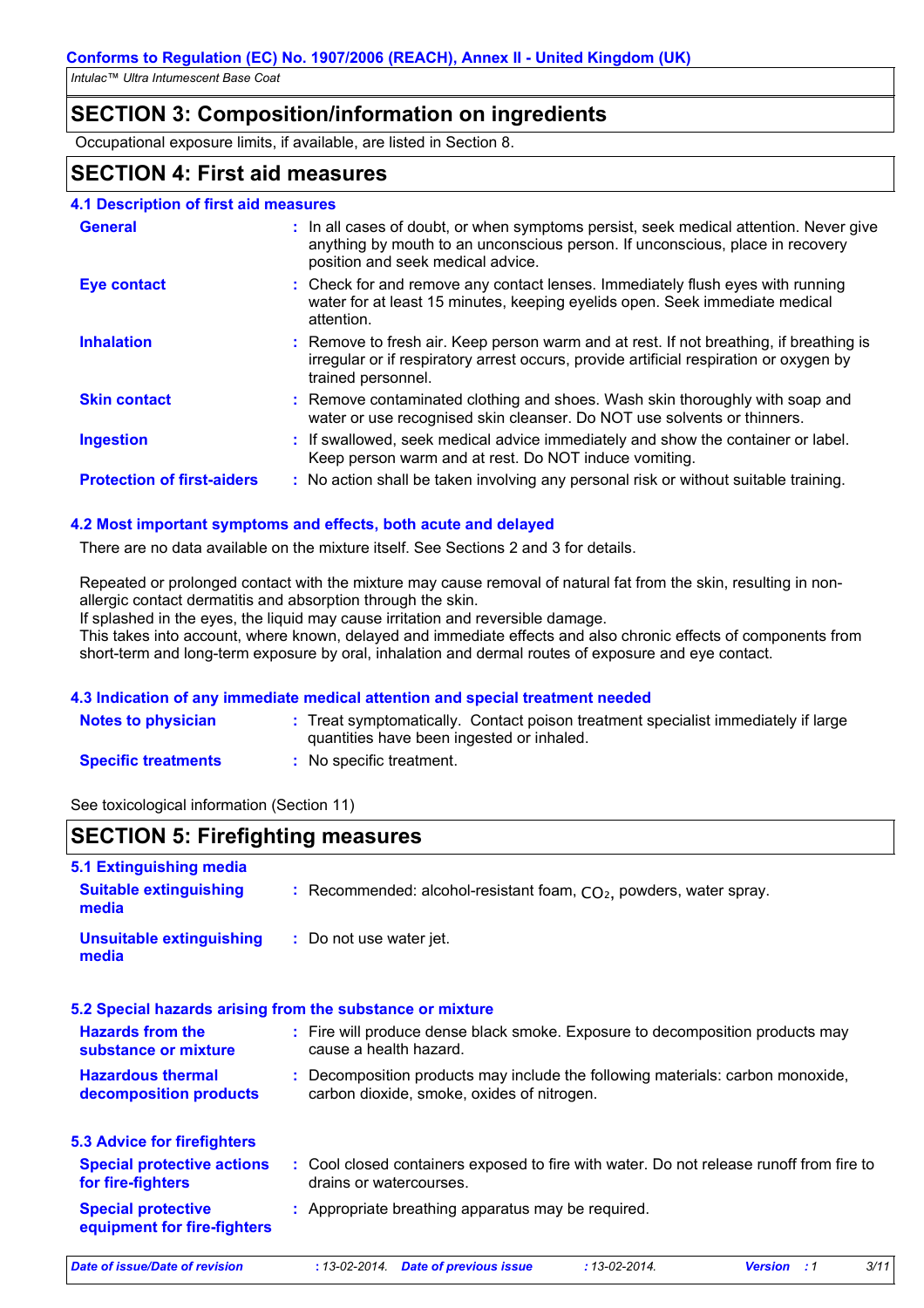## SECTION 3: Composition/information on ingredients

Occupational exposure limits, if available, are listed in Section 8.

## SECTION 4: First aid measures

### 4.1 Description of first aid measures

**General** : In all cases of doubt, or when symptoms persist, seek medical attention. Never give anything by mouth to an unconscious person. If unconscious, place in recovery position and seek medical advice.

**Eye contact** : Check for and remove any contact lenses. Immediately flush eyes with running water for at least 15 minutes, keeping eyelids open. Seek immediate medical attention.

**Inhalation** : Remove to fresh air. Keep person warm and at rest. If not breathing, if breathing is irregular or if respiratory arrest occurs, provide artificial respiration or oxygen by trained personnel.

**Skin contact** : Remove contaminated clothing and shoes. Wash skin thoroughly with soap and water or use recognised skin cleanser. Do NOT use solvents or thinners.

**Ingestion** : If swallowed, seek medical advice immediately and show the container or label. Keep person warm and at rest. Do NOT induce vomiting.

**Protection of first-aiders** : No action shall be taken involving any personal risk or without suitable training.

### 4.2 Most important symptoms and effects, both acute and delayed

There are no data available on the mixture itself. See Sections 2 and 3 for details.

Repeated or prolonged contact with the mixture may cause removal of natural fat from the skin, resulting in non-allergic contact dermatitis and absorption through the skin.
If splashed in the eyes, the liquid may cause irritation and reversible damage.
This takes into account, where known, delayed and immediate effects and also chronic effects of components from short-term and long-term exposure by oral, inhalation and dermal routes of exposure and eye contact.

### 4.3 Indication of any immediate medical attention and special treatment needed

**Notes to physician** : Treat symptomatically. Contact poison treatment specialist immediately if large quantities have been ingested or inhaled.

**Specific treatments** : No specific treatment.

See toxicological information (Section 11)

## SECTION 5: Firefighting measures

### 5.1 Extinguishing media

**Suitable extinguishing media** : Recommended: alcohol-resistant foam, $CO_2$, powders, water spray.

**Unsuitable extinguishing media** : Do not use water jet.

### 5.2 Special hazards arising from the substance or mixture

**Hazards from the substance or mixture** : Fire will produce dense black smoke. Exposure to decomposition products may cause a health hazard.

**Hazardous thermal decomposition products** : Decomposition products may include the following materials: carbon monoxide, carbon dioxide, smoke, oxides of nitrogen.

### 5.3 Advice for firefighters

**Special protective actions for fire-fighters** : Cool closed containers exposed to fire with water. Do not release runoff from fire to drains or watercourses.

**Special protective equipment for fire-fighters** : Appropriate breathing apparatus may be required.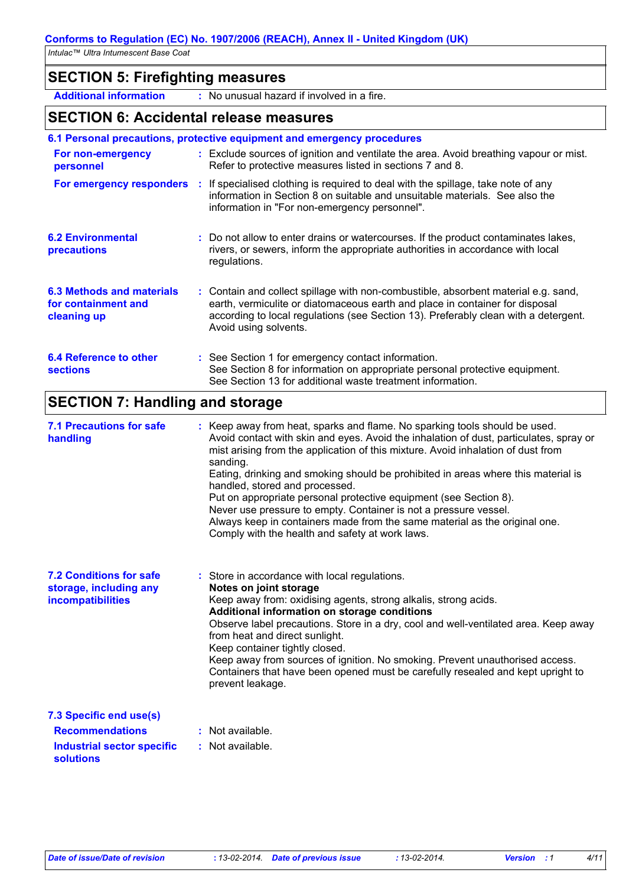## SECTION 5: Firefighting measures

**Additional information** : No unusual hazard if involved in a fire.

## SECTION 6: Accidental release measures

### 6.1 Personal precautions, protective equipment and emergency procedures

**For non-emergency personnel** : Exclude sources of ignition and ventilate the area. Avoid breathing vapour or mist. Refer to protective measures listed in sections 7 and 8.

**For emergency responders** : If specialised clothing is required to deal with the spillage, take note of any information in Section 8 on suitable and unsuitable materials. See also the information in "For non-emergency personnel".

### 6.2 Environmental precautions

: Do not allow to enter drains or watercourses. If the product contaminates lakes, rivers, or sewers, inform the appropriate authorities in accordance with local regulations.

### 6.3 Methods and materials for containment and cleaning up

: Contain and collect spillage with non-combustible, absorbent material e.g. sand, earth, vermiculite or diatomaceous earth and place in container for disposal according to local regulations (see Section 13). Preferably clean with a detergent. Avoid using solvents.

### 6.4 Reference to other sections

: See Section 1 for emergency contact information.
See Section 8 for information on appropriate personal protective equipment.
See Section 13 for additional waste treatment information.

## SECTION 7: Handling and storage

### 7.1 Precautions for safe handling

: Keep away from heat, sparks and flame. No sparking tools should be used.
Avoid contact with skin and eyes. Avoid the inhalation of dust, particulates, spray or mist arising from the application of this mixture. Avoid inhalation of dust from sanding.
Eating, drinking and smoking should be prohibited in areas where this material is handled, stored and processed.
Put on appropriate personal protective equipment (see Section 8).
Never use pressure to empty. Container is not a pressure vessel.
Always keep in containers made from the same material as the original one.
Comply with the health and safety at work laws.

### 7.2 Conditions for safe storage, including any incompatibilities

: Store in accordance with local regulations.

**Notes on joint storage**

Keep away from: oxidising agents, strong alkalis, strong acids.

**Additional information on storage conditions**

Observe label precautions. Store in a dry, cool and well-ventilated area. Keep away from heat and direct sunlight.
Keep container tightly closed.
Keep away from sources of ignition. No smoking. Prevent unauthorised access.
Containers that have been opened must be carefully resealed and kept upright to prevent leakage.

### 7.3 Specific end use(s)

**Recommendations** : Not available.

**Industrial sector specific solutions** : Not available.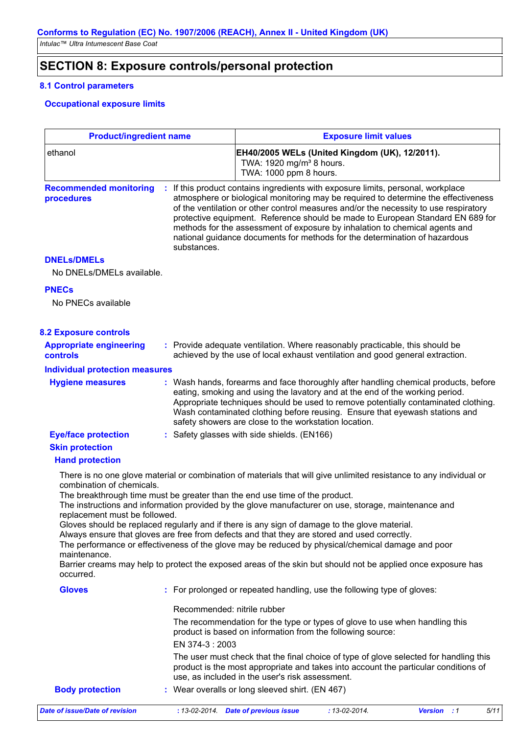## SECTION 8: Exposure controls/personal protection

### 8.1 Control parameters

#### Occupational exposure limits

| Product/ingredient name | Exposure limit values |
|---|---|
| ethanol | **EH40/2005 WELs (United Kingdom (UK), 12/2011).**<br>TWA: 1920 mg/m³ 8 hours.<br>TWA: 1000 ppm 8 hours. |

**Recommended monitoring procedures** : If this product contains ingredients with exposure limits, personal, workplace atmosphere or biological monitoring may be required to determine the effectiveness of the ventilation or other control measures and/or the necessity to use respiratory protective equipment. Reference should be made to European Standard EN 689 for methods for the assessment of exposure by inhalation to chemical agents and national guidance documents for methods for the determination of hazardous substances.

#### DNELs/DMELs

No DNELs/DMELs available.

#### PNECs

No PNECs available

### 8.2 Exposure controls

**Appropriate engineering controls** : Provide adequate ventilation. Where reasonably practicable, this should be achieved by the use of local exhaust ventilation and good general extraction.

#### Individual protection measures

**Hygiene measures** : Wash hands, forearms and face thoroughly after handling chemical products, before eating, smoking and using the lavatory and at the end of the working period. Appropriate techniques should be used to remove potentially contaminated clothing. Wash contaminated clothing before reusing. Ensure that eyewash stations and safety showers are close to the workstation location.

**Eye/face protection** : Safety glasses with side shields. (EN166)

**Skin protection**

**Hand protection**

There is no one glove material or combination of materials that will give unlimited resistance to any individual or combination of chemicals.
The breakthrough time must be greater than the end use time of the product.
The instructions and information provided by the glove manufacturer on use, storage, maintenance and replacement must be followed.
Gloves should be replaced regularly and if there is any sign of damage to the glove material.
Always ensure that gloves are free from defects and that they are stored and used correctly.
The performance or effectiveness of the glove may be reduced by physical/chemical damage and poor maintenance.
Barrier creams may help to protect the exposed areas of the skin but should not be applied once exposure has occurred.

**Gloves** : For prolonged or repeated handling, use the following type of gloves:

Recommended: nitrile rubber

The recommendation for the type or types of glove to use when handling this product is based on information from the following source:

EN 374-3 : 2003

The user must check that the final choice of type of glove selected for handling this product is the most appropriate and takes into account the particular conditions of use, as included in the user's risk assessment.

**Body protection** : Wear overalls or long sleeved shirt. (EN 467)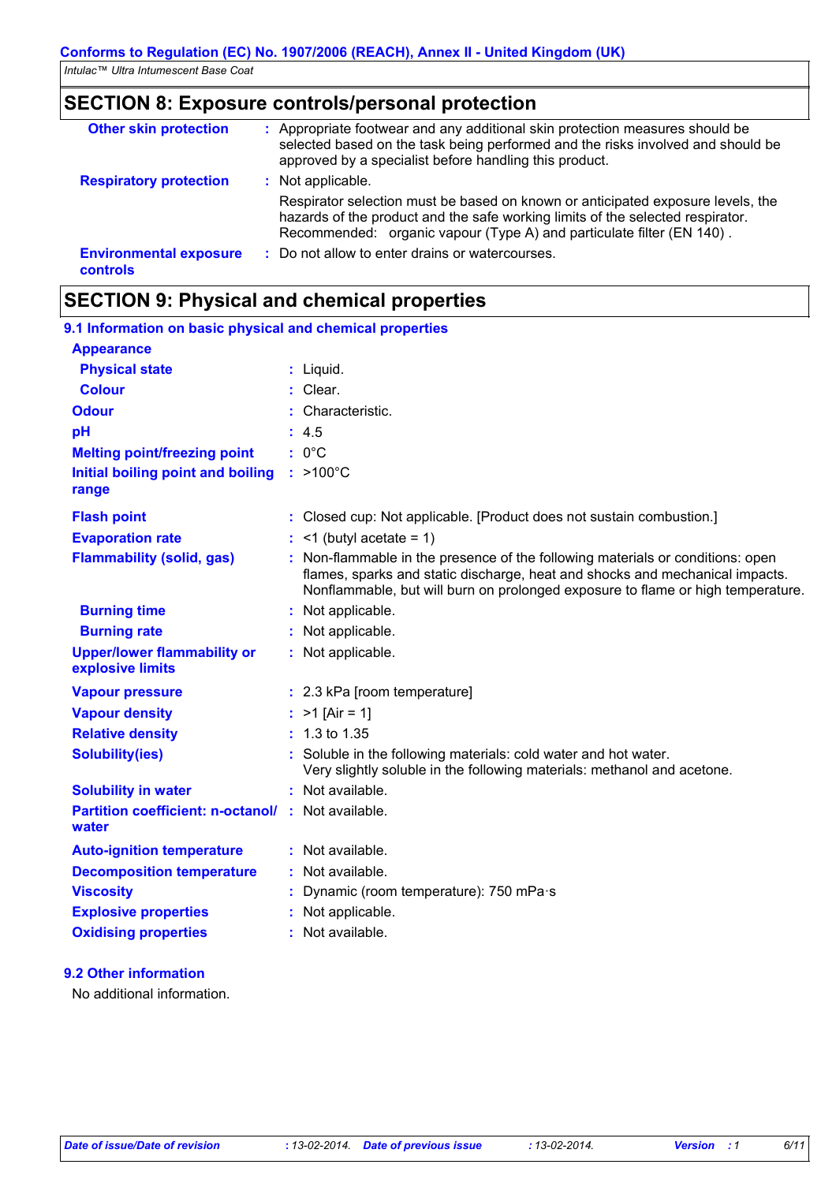## SECTION 8: Exposure controls/personal protection

**Other skin protection** : Appropriate footwear and any additional skin protection measures should be selected based on the task being performed and the risks involved and should be approved by a specialist before handling this product.

**Respiratory protection** : Not applicable.

Respirator selection must be based on known or anticipated exposure levels, the hazards of the product and the safe working limits of the selected respirator. Recommended: organic vapour (Type A) and particulate filter (EN 140) .

**Environmental exposure controls** : Do not allow to enter drains or watercourses.

## SECTION 9: Physical and chemical properties

### 9.1 Information on basic physical and chemical properties

**Appearance**

**Physical state** : Liquid.

**Colour** : Clear.

**Odour** : Characteristic.

**pH** : 4.5

**Melting point/freezing point** : 0°C

**Initial boiling point and boiling range** : >100°C

**Flash point** : Closed cup: Not applicable. [Product does not sustain combustion.]

**Evaporation rate** : <1 (butyl acetate = 1)

**Flammability (solid, gas)** : Non-flammable in the presence of the following materials or conditions: open flames, sparks and static discharge, heat and shocks and mechanical impacts. Nonflammable, but will burn on prolonged exposure to flame or high temperature.

**Burning time** : Not applicable.

**Burning rate** : Not applicable.

**Upper/lower flammability or explosive limits** : Not applicable.

**Vapour pressure** : 2.3 kPa [room temperature]

**Vapour density** : >1 [Air = 1]

**Relative density** : 1.3 to 1.35

**Solubility(ies)** : Soluble in the following materials: cold water and hot water. Very slightly soluble in the following materials: methanol and acetone.

**Solubility in water** : Not available.

**Partition coefficient: n-octanol/ water** : Not available.

**Auto-ignition temperature** : Not available.

**Decomposition temperature** : Not available.

**Viscosity** : Dynamic (room temperature): 750 mPa·s

**Explosive properties** : Not applicable.

**Oxidising properties** : Not available.

### 9.2 Other information

No additional information.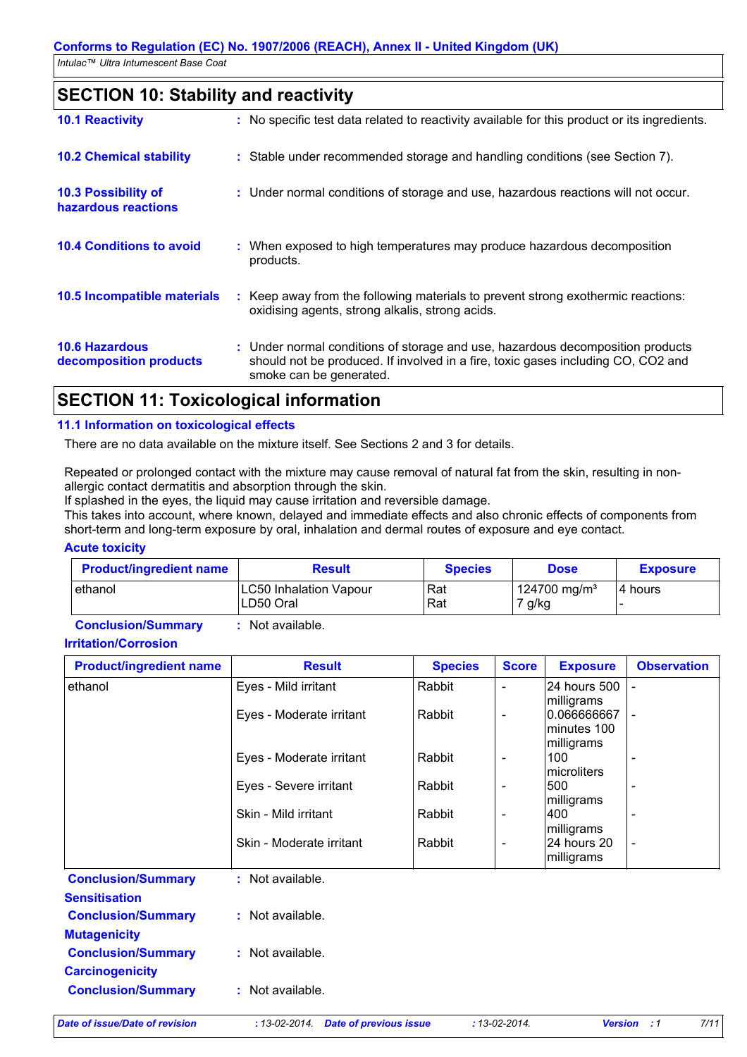## SECTION 10: Stability and reactivity

**10.1 Reactivity** : No specific test data related to reactivity available for this product or its ingredients.

**10.2 Chemical stability** : Stable under recommended storage and handling conditions (see Section 7).

**10.3 Possibility of hazardous reactions** : Under normal conditions of storage and use, hazardous reactions will not occur.

**10.4 Conditions to avoid** : When exposed to high temperatures may produce hazardous decomposition products.

**10.5 Incompatible materials** : Keep away from the following materials to prevent strong exothermic reactions: oxidising agents, strong alkalis, strong acids.

**10.6 Hazardous decomposition products** : Under normal conditions of storage and use, hazardous decomposition products should not be produced. If involved in a fire, toxic gases including CO, $CO_2$ and smoke can be generated.

## SECTION 11: Toxicological information

### 11.1 Information on toxicological effects

There are no data available on the mixture itself. See Sections 2 and 3 for details.

Repeated or prolonged contact with the mixture may cause removal of natural fat from the skin, resulting in non-allergic contact dermatitis and absorption through the skin.
If splashed in the eyes, the liquid may cause irritation and reversible damage.
This takes into account, where known, delayed and immediate effects and also chronic effects of components from short-term and long-term exposure by oral, inhalation and dermal routes of exposure and eye contact.

**Acute toxicity**

| Product/ingredient name | Result | Species | Dose | Exposure |
|---|---|---|---|---|
| ethanol | LC50 Inhalation Vapour | Rat | 124700 mg/m³ | 4 hours |
| | LD50 Oral | Rat | 7 g/kg | - |

**Conclusion/Summary** : Not available.

**Irritation/Corrosion**

| Product/ingredient name | Result | Species | Score | Exposure | Observation |
|---|---|---|---|---|---|
| ethanol | Eyes - Mild irritant | Rabbit | - | 24 hours 500 milligrams | - |
| | Eyes - Moderate irritant | Rabbit | - | 0.066666667 minutes 100 milligrams | - |
| | Eyes - Moderate irritant | Rabbit | - | 100 microliters | - |
| | Eyes - Severe irritant | Rabbit | - | 500 milligrams | - |
| | Skin - Mild irritant | Rabbit | - | 400 milligrams | - |
| | Skin - Moderate irritant | Rabbit | - | 24 hours 20 milligrams | - |

**Conclusion/Summary** : Not available.

**Sensitisation**

**Conclusion/Summary** : Not available.

**Mutagenicity**

**Conclusion/Summary** : Not available.

**Carcinogenicity**

**Conclusion/Summary** : Not available.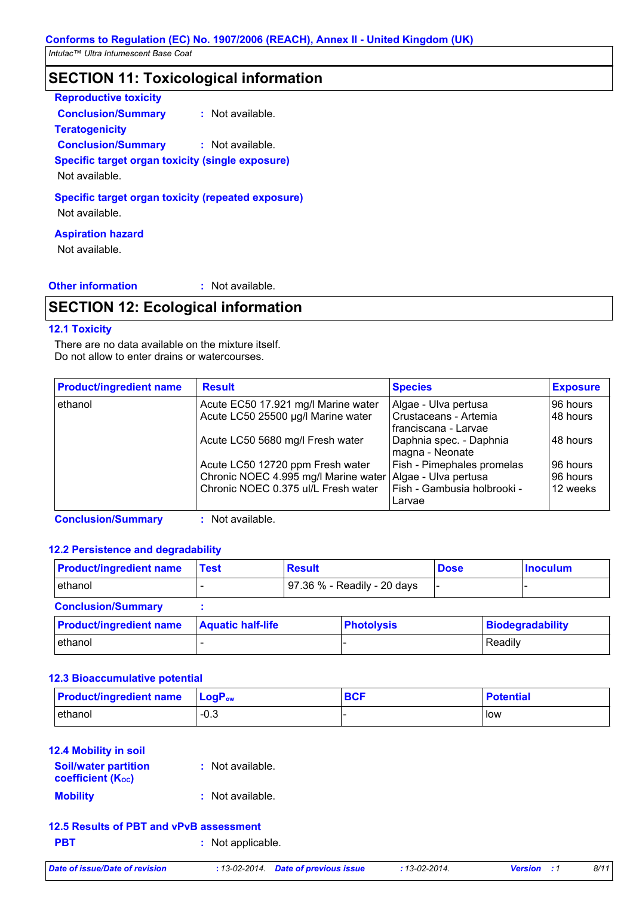## SECTION 11: Toxicological information

**Reproductive toxicity**

**Conclusion/Summary** : Not available.

**Teratogenicity**

**Conclusion/Summary** : Not available.

**Specific target organ toxicity (single exposure)**

Not available.

**Specific target organ toxicity (repeated exposure)**

Not available.

**Aspiration hazard**

Not available.

**Other information** : Not available.

## SECTION 12: Ecological information

### 12.1 Toxicity

There are no data available on the mixture itself.
Do not allow to enter drains or watercourses.

| Product/ingredient name | Result | Species | Exposure |
|---|---|---|---|
| ethanol | Acute EC50 17.921 mg/l Marine water | Algae - Ulva pertusa | 96 hours |
| | Acute LC50 25500 µg/l Marine water | Crustaceans - Artemia franciscana - Larvae | 48 hours |
| | Acute LC50 5680 mg/l Fresh water | Daphnia spec. - Daphnia magna - Neonate | 48 hours |
| | Acute LC50 12720 ppm Fresh water | Fish - Pimephales promelas | 96 hours |
| | Chronic NOEC 4.995 mg/l Marine water | Algae - Ulva pertusa | 96 hours |
| | Chronic NOEC 0.375 ul/L Fresh water | Fish - Gambusia holbrooki - Larvae | 12 weeks |

**Conclusion/Summary** : Not available.

### 12.2 Persistence and degradability

| Product/ingredient name | Test | Result | Dose | Inoculum |
|---|---|---|---|---|
| ethanol | - | 97.36 % - Readily - 20 days | - | - |

**Conclusion/Summary** :

| Product/ingredient name | Aquatic half-life | Photolysis | Biodegradability |
|---|---|---|---|
| ethanol | - | - | Readily |

### 12.3 Bioaccumulative potential

| Product/ingredient name | $LogP_{ow}$ | BCF | Potential |
|---|---|---|---|
| ethanol | -0.3 | - | low |

### 12.4 Mobility in soil

**Soil/water partition coefficient ($K_{OC}$)** : Not available.

**Mobility** : Not available.

### 12.5 Results of PBT and vPvB assessment

**PBT** : Not applicable.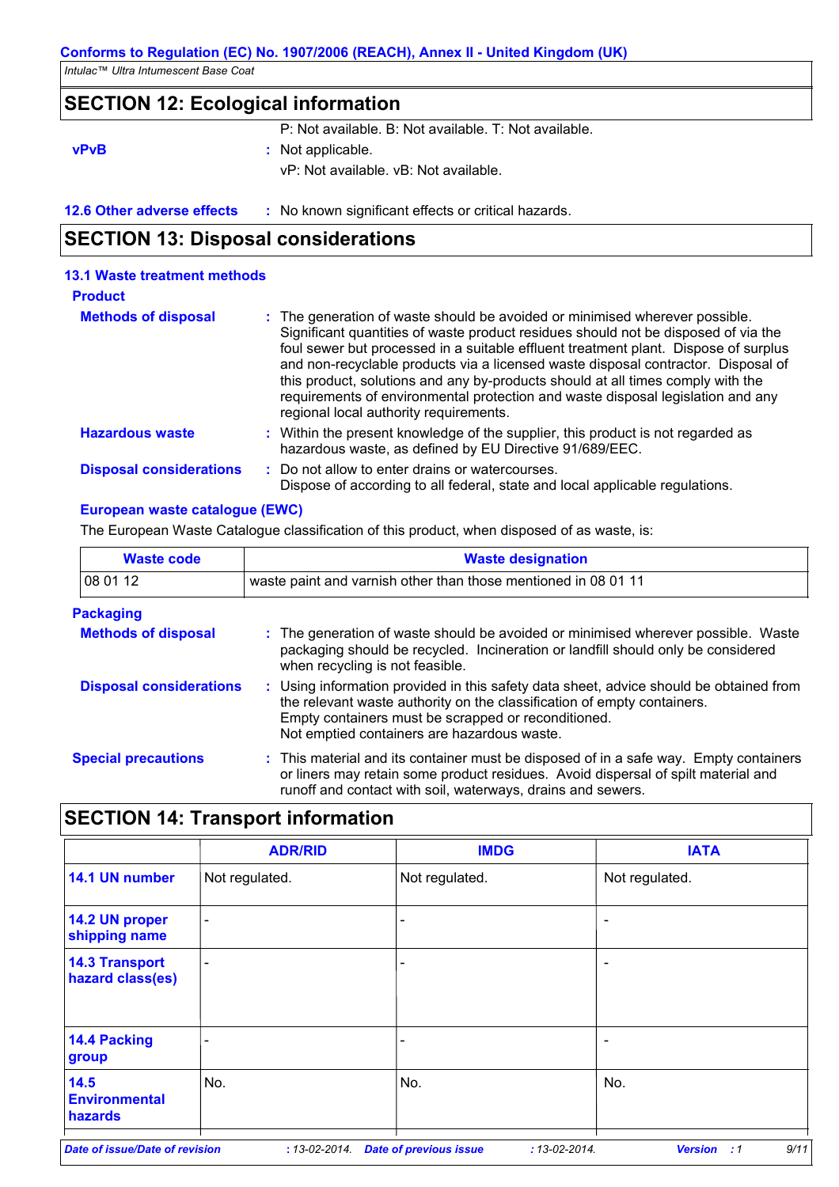## SECTION 12: Ecological information

P: Not available. B: Not available. T: Not available.

**vPvB** : Not applicable.
vP: Not available. vB: Not available.

**12.6 Other adverse effects** : No known significant effects or critical hazards.

## SECTION 13: Disposal considerations

### 13.1 Waste treatment methods

**Product**

**Methods of disposal** : The generation of waste should be avoided or minimised wherever possible. Significant quantities of waste product residues should not be disposed of via the foul sewer but processed in a suitable effluent treatment plant. Dispose of surplus and non-recyclable products via a licensed waste disposal contractor. Disposal of this product, solutions and any by-products should at all times comply with the requirements of environmental protection and waste disposal legislation and any regional local authority requirements.

**Hazardous waste** : Within the present knowledge of the supplier, this product is not regarded as hazardous waste, as defined by EU Directive 91/689/EEC.

**Disposal considerations** : Do not allow to enter drains or watercourses.
Dispose of according to all federal, state and local applicable regulations.

**European waste catalogue (EWC)**

The European Waste Catalogue classification of this product, when disposed of as waste, is:

| Waste code | Waste designation |
|---|---|
| 08 01 12 | waste paint and varnish other than those mentioned in 08 01 11 |

**Packaging**

**Methods of disposal** : The generation of waste should be avoided or minimised wherever possible. Waste packaging should be recycled. Incineration or landfill should only be considered when recycling is not feasible.

**Disposal considerations** : Using information provided in this safety data sheet, advice should be obtained from the relevant waste authority on the classification of empty containers.
Empty containers must be scrapped or reconditioned.
Not emptied containers are hazardous waste.

**Special precautions** : This material and its container must be disposed of in a safe way. Empty containers or liners may retain some product residues. Avoid dispersal of spilt material and runoff and contact with soil, waterways, drains and sewers.

## SECTION 14: Transport information

| | ADR/RID | IMDG | IATA |
|---|---|---|---|
| 14.1 UN number | Not regulated. | Not regulated. | Not regulated. |
| 14.2 UN proper shipping name | - | - | - |
| 14.3 Transport hazard class(es) | - | - | - |
| 14.4 Packing group | - | - | - |
| 14.5 Environmental hazards | No. | No. | No. |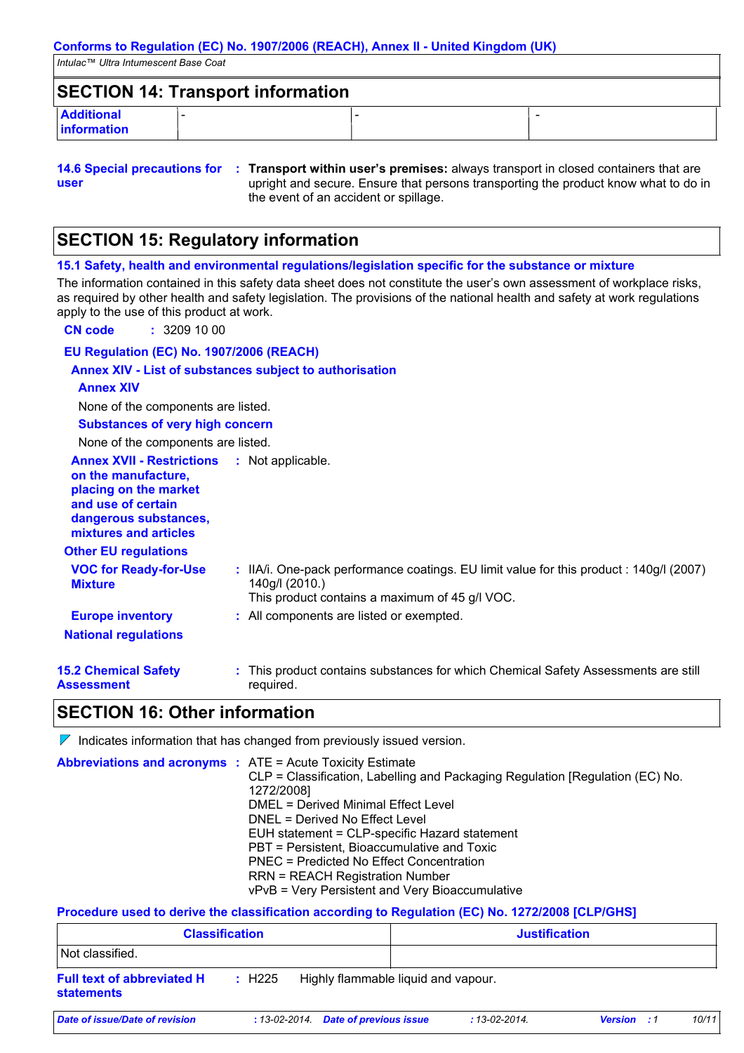## SECTION 14: Transport information

| Additional information | - | - | - |
|---|---|---|---|

**14.6 Special precautions for user** : **Transport within user's premises:** always transport in closed containers that are upright and secure. Ensure that persons transporting the product know what to do in the event of an accident or spillage.

## SECTION 15: Regulatory information

### 15.1 Safety, health and environmental regulations/legislation specific for the substance or mixture

The information contained in this safety data sheet does not constitute the user's own assessment of workplace risks, as required by other health and safety legislation. The provisions of the national health and safety at work regulations apply to the use of this product at work.

**CN code** : 3209 10 00

**EU Regulation (EC) No. 1907/2006 (REACH)**

**Annex XIV - List of substances subject to authorisation**

**Annex XIV**

None of the components are listed.

**Substances of very high concern**

None of the components are listed.

**Annex XVII - Restrictions on the manufacture, placing on the market and use of certain dangerous substances, mixtures and articles** : Not applicable.

**Other EU regulations**

**VOC for Ready-for-Use Mixture** : IIA/i. One-pack performance coatings. EU limit value for this product : 140g/l (2007) 140g/l (2010.)
This product contains a maximum of 45 g/l VOC.

**Europe inventory** : All components are listed or exempted.

**National regulations**

**15.2 Chemical Safety Assessment** : This product contains substances for which Chemical Safety Assessments are still required.

## SECTION 16: Other information

Indicates information that has changed from previously issued version.

**Abbreviations and acronyms** : ATE = Acute Toxicity Estimate
CLP = Classification, Labelling and Packaging Regulation [Regulation (EC) No. 1272/2008]
DMEL = Derived Minimal Effect Level
DNEL = Derived No Effect Level
EUH statement = CLP-specific Hazard statement
PBT = Persistent, Bioaccumulative and Toxic
PNEC = Predicted No Effect Concentration
RRN = REACH Registration Number
vPvB = Very Persistent and Very Bioaccumulative

**Procedure used to derive the classification according to Regulation (EC) No. 1272/2008 [CLP/GHS]**

| Classification | Justification |
|---|---|
| Not classified. | |

**Full text of abbreviated H statements** : H225 Highly flammable liquid and vapour.

*Date of issue/Date of revision* : 13-02-2014. *Date of previous issue* : 13-02-2014. *Version* : 1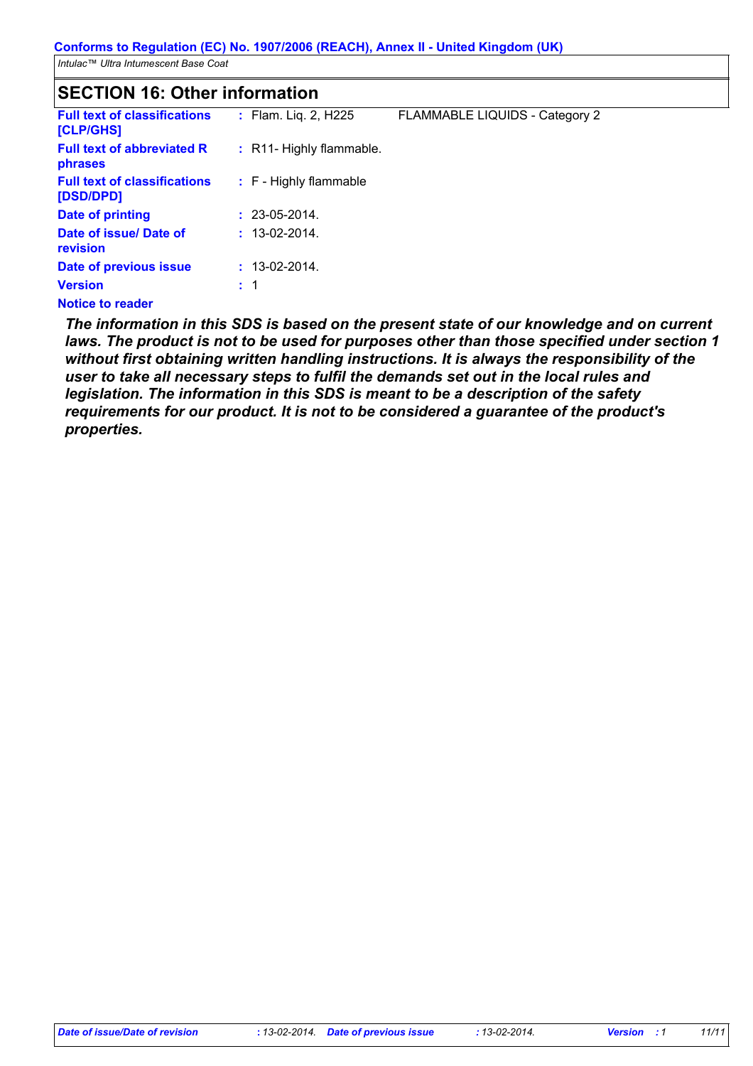## SECTION 16: Other information

| | | |
|---|---|---|
| **Full text of classifications [CLP/GHS]** | : Flam. Liq. 2, H225 | FLAMMABLE LIQUIDS - Category 2 |
| **Full text of abbreviated R phrases** | : R11- Highly flammable. | |
| **Full text of classifications [DSD/DPD]** | : F - Highly flammable | |
| **Date of printing** | : 23-05-2014. | |
| **Date of issue/ Date of revision** | : 13-02-2014. | |
| **Date of previous issue** | : 13-02-2014. | |
| **Version** | : 1 | |

**Notice to reader**

***The information in this SDS is based on the present state of our knowledge and on current laws. The product is not to be used for purposes other than those specified under section 1 without first obtaining written handling instructions. It is always the responsibility of the user to take all necessary steps to fulfil the demands set out in the local rules and legislation. The information in this SDS is meant to be a description of the safety requirements for our product. It is not to be considered a guarantee of the product's properties.***